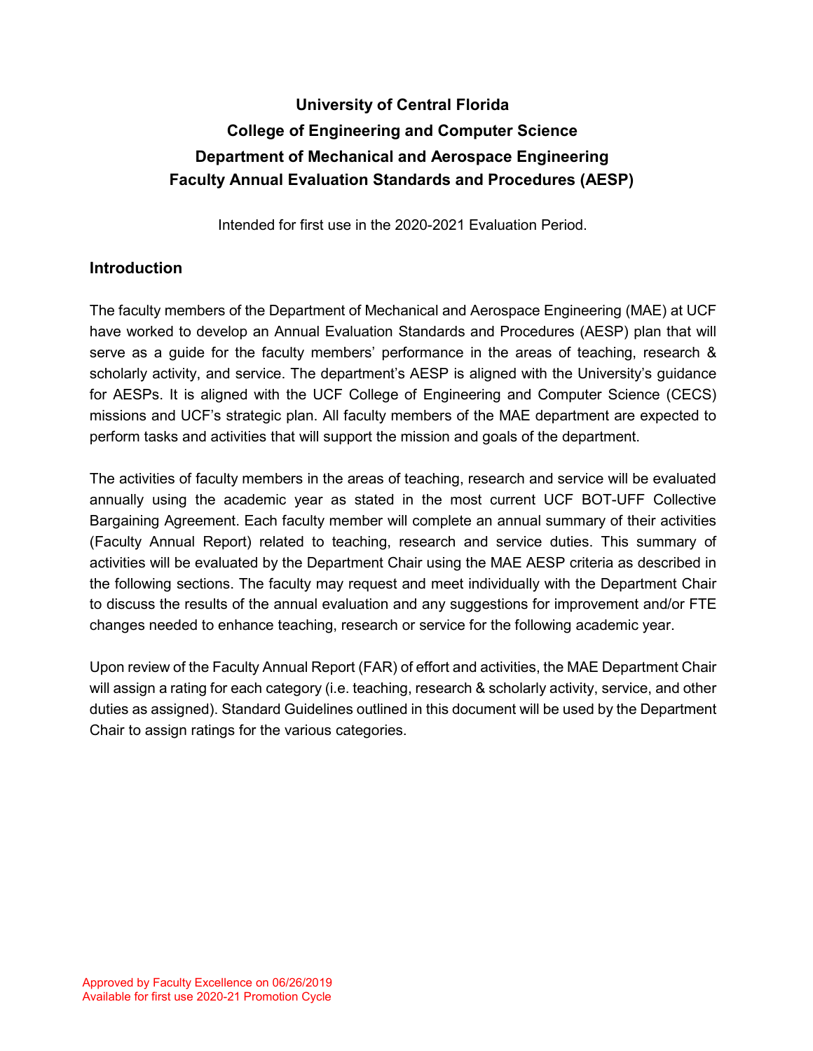# University of Central Florida
# College of Engineering and Computer Science
# Department of Mechanical and Aerospace Engineering
# Faculty Annual Evaluation Standards and Procedures (AESP)

Intended for first use in the 2020-2021 Evaluation Period.

## Introduction

The faculty members of the Department of Mechanical and Aerospace Engineering (MAE) at UCF have worked to develop an Annual Evaluation Standards and Procedures (AESP) plan that will serve as a guide for the faculty members' performance in the areas of teaching, research & scholarly activity, and service. The department's AESP is aligned with the University's guidance for AESPs. It is aligned with the UCF College of Engineering and Computer Science (CECS) missions and UCF's strategic plan. All faculty members of the MAE department are expected to perform tasks and activities that will support the mission and goals of the department.

The activities of faculty members in the areas of teaching, research and service will be evaluated annually using the academic year as stated in the most current UCF BOT-UFF Collective Bargaining Agreement. Each faculty member will complete an annual summary of their activities (Faculty Annual Report) related to teaching, research and service duties. This summary of activities will be evaluated by the Department Chair using the MAE AESP criteria as described in the following sections. The faculty may request and meet individually with the Department Chair to discuss the results of the annual evaluation and any suggestions for improvement and/or FTE changes needed to enhance teaching, research or service for the following academic year.

Upon review of the Faculty Annual Report (FAR) of effort and activities, the MAE Department Chair will assign a rating for each category (i.e. teaching, research & scholarly activity, service, and other duties as assigned). Standard Guidelines outlined in this document will be used by the Department Chair to assign ratings for the various categories.

Approved by Faculty Excellence on 06/26/2019
Available for first use 2020-21 Promotion Cycle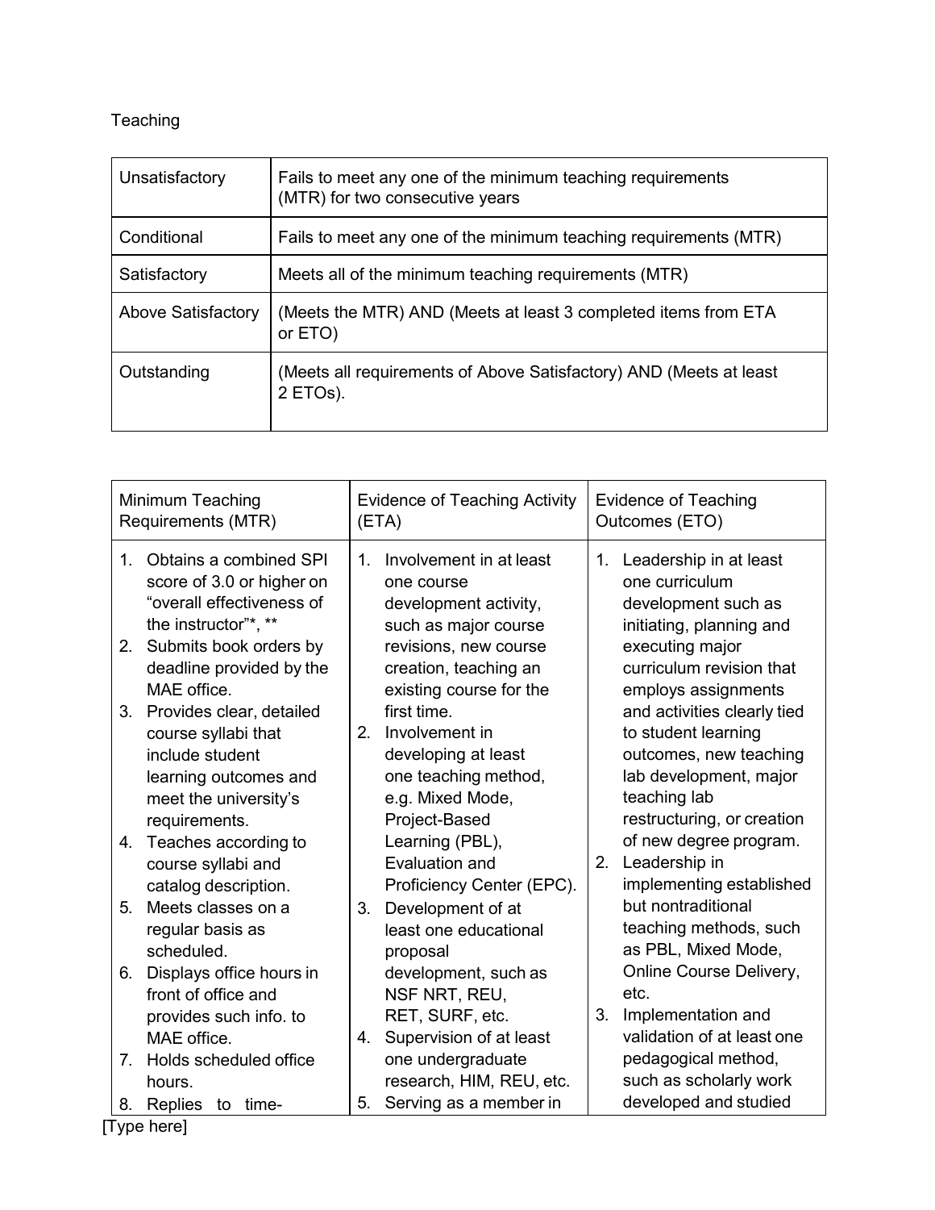Teaching

| | |
|---|---|
| Unsatisfactory | Fails to meet any one of the minimum teaching requirements (MTR) for two consecutive years |
| Conditional | Fails to meet any one of the minimum teaching requirements (MTR) |
| Satisfactory | Meets all of the minimum teaching requirements (MTR) |
| Above Satisfactory | (Meets the MTR) AND (Meets at least 3 completed items from ETA or ETO) |
| Outstanding | (Meets all requirements of Above Satisfactory) AND (Meets at least 2 ETOs). |

| Minimum Teaching Requirements (MTR) | Evidence of Teaching Activity (ETA) | Evidence of Teaching Outcomes (ETO) |
|---|---|---|
| 1. Obtains a combined SPI score of 3.0 or higher on "overall effectiveness of the instructor"*, **<br>2. Submits book orders by deadline provided by the MAE office.<br>3. Provides clear, detailed course syllabi that include student learning outcomes and meet the university's requirements.<br>4. Teaches according to course syllabi and catalog description.<br>5. Meets classes on a regular basis as scheduled.<br>6. Displays office hours in front of office and provides such info. to MAE office.<br>7. Holds scheduled office hours.<br>8. Replies to time- | 1. Involvement in at least one course development activity, such as major course revisions, new course creation, teaching an existing course for the first time.<br>2. Involvement in developing at least one teaching method, e.g. Mixed Mode, Project-Based Learning (PBL), Evaluation and Proficiency Center (EPC).<br>3. Development of at least one educational proposal development, such as NSF NRT, REU, RET, SURF, etc.<br>4. Supervision of at least one undergraduate research, HIM, REU, etc.<br>5. Serving as a member in | 1. Leadership in at least one curriculum development such as initiating, planning and executing major curriculum revision that employs assignments and activities clearly tied to student learning outcomes, new teaching lab development, major teaching lab restructuring, or creation of new degree program.<br>2. Leadership in implementing established but nontraditional teaching methods, such as PBL, Mixed Mode, Online Course Delivery, etc.<br>3. Implementation and validation of at least one pedagogical method, such as scholarly work developed and studied |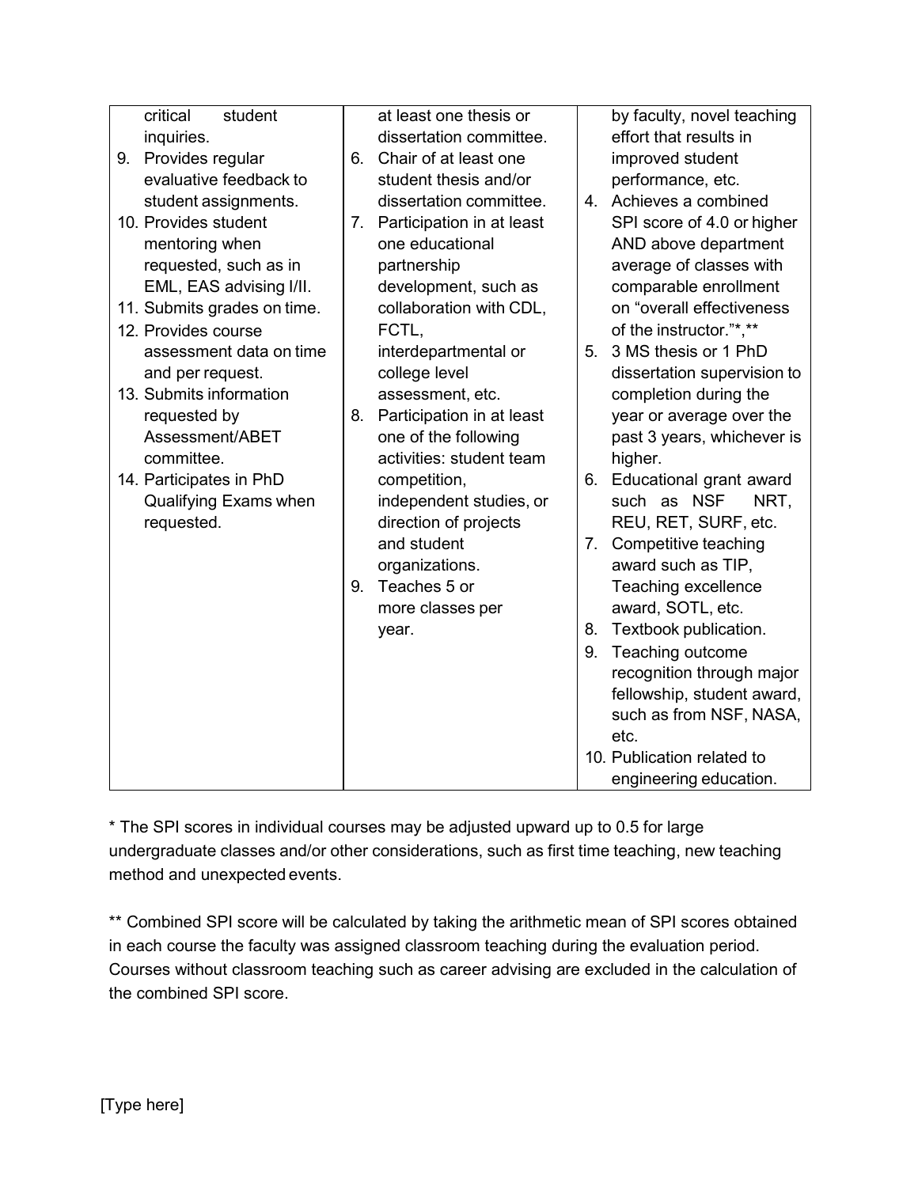| | | |
|---|---|---|
| critical student inquiries.<br>9. Provides regular evaluative feedback to student assignments.<br>10. Provides student mentoring when requested, such as in EML, EAS advising I/II.<br>11. Submits grades on time.<br>12. Provides course assessment data on time and per request.<br>13. Submits information requested by Assessment/ABET committee.<br>14. Participates in PhD Qualifying Exams when requested. | at least one thesis or dissertation committee.<br>6. Chair of at least one student thesis and/or dissertation committee.<br>7. Participation in at least one educational partnership development, such as collaboration with CDL, FCTL, interdepartmental or college level assessment, etc.<br>8. Participation in at least one of the following activities: student team competition, independent studies, or direction of projects and student organizations.<br>9. Teaches 5 or more classes per year. | by faculty, novel teaching effort that results in improved student performance, etc.<br>4. Achieves a combined SPI score of 4.0 or higher AND above department average of classes with comparable enrollment on "overall effectiveness of the instructor."*,**<br>5. 3 MS thesis or 1 PhD dissertation supervision to completion during the year or average over the past 3 years, whichever is higher.<br>6. Educational grant award such as NSF NRT, REU, RET, SURF, etc.<br>7. Competitive teaching award such as TIP, Teaching excellence award, SOTL, etc.<br>8. Textbook publication.<br>9. Teaching outcome recognition through major fellowship, student award, such as from NSF, NASA, etc.<br>10. Publication related to engineering education. |

* The SPI scores in individual courses may be adjusted upward up to 0.5 for large undergraduate classes and/or other considerations, such as first time teaching, new teaching method and unexpected events.

** Combined SPI score will be calculated by taking the arithmetic mean of SPI scores obtained in each course the faculty was assigned classroom teaching during the evaluation period. Courses without classroom teaching such as career advising are excluded in the calculation of the combined SPI score.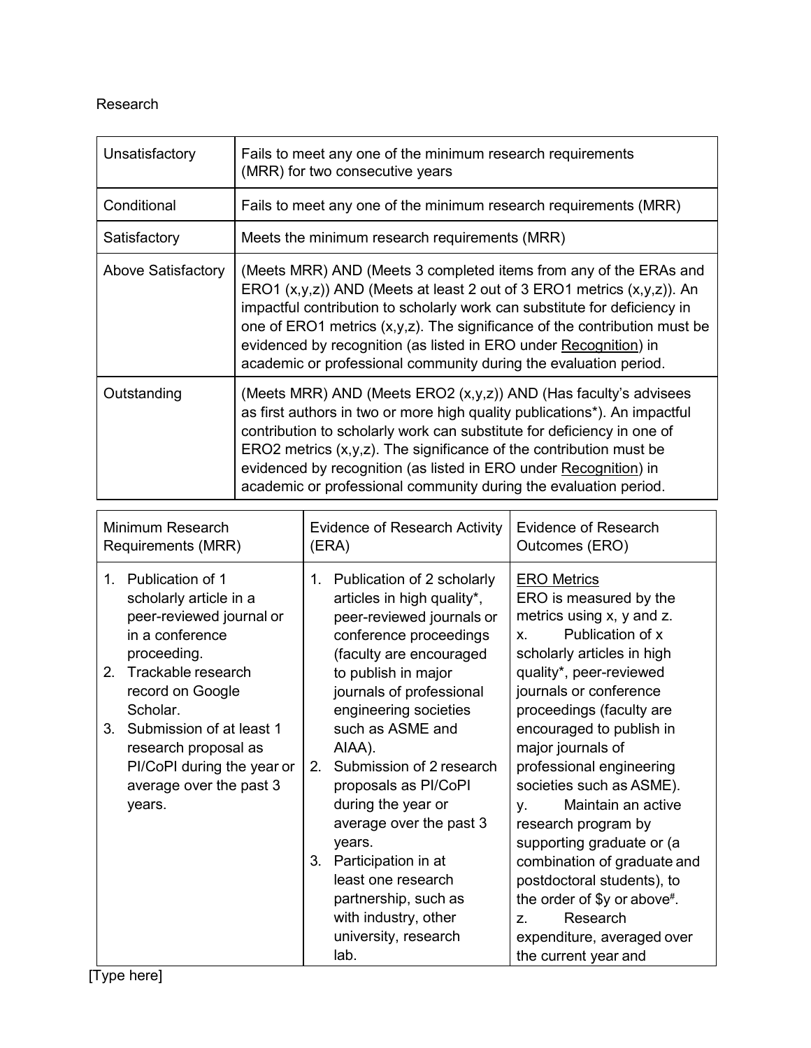Research

| | |
|---|---|
| Unsatisfactory | Fails to meet any one of the minimum research requirements (MRR) for two consecutive years |
| Conditional | Fails to meet any one of the minimum research requirements (MRR) |
| Satisfactory | Meets the minimum research requirements (MRR) |
| Above Satisfactory | (Meets MRR) AND (Meets 3 completed items from any of the ERAs and ERO1 (x,y,z)) AND (Meets at least 2 out of 3 ERO1 metrics (x,y,z)). An impactful contribution to scholarly work can substitute for deficiency in one of ERO1 metrics (x,y,z). The significance of the contribution must be evidenced by recognition (as listed in ERO under Recognition) in academic or professional community during the evaluation period. |
| Outstanding | (Meets MRR) AND (Meets ERO2 (x,y,z)) AND (Has faculty's advisees as first authors in two or more high quality publications*). An impactful contribution to scholarly work can substitute for deficiency in one of ERO2 metrics (x,y,z). The significance of the contribution must be evidenced by recognition (as listed in ERO under Recognition) in academic or professional community during the evaluation period. |

| Minimum Research Requirements (MRR) | Evidence of Research Activity (ERA) | Evidence of Research Outcomes (ERO) |
|---|---|---|
| 1. Publication of 1 scholarly article in a peer-reviewed journal or in a conference proceeding.<br>2. Trackable research record on Google Scholar.<br>3. Submission of at least 1 research proposal as PI/CoPI during the year or average over the past 3 years. | 1. Publication of 2 scholarly articles in high quality*, peer-reviewed journals or conference proceedings (faculty are encouraged to publish in major journals of professional engineering societies such as ASME and AIAA).<br>2. Submission of 2 research proposals as PI/CoPI during the year or average over the past 3 years.<br>3. Participation in at least one research partnership, such as with industry, other university, research lab. | ERO Metrics<br>ERO is measured by the metrics using x, y and z.<br>x. Publication of x scholarly articles in high quality*, peer-reviewed journals or conference proceedings (faculty are encouraged to publish in major journals of professional engineering societies such as ASME).<br>y. Maintain an active research program by supporting graduate or (a combination of graduate and postdoctoral students), to the order of $y or above#.<br>z. Research expenditure, averaged over the current year and |

[Type here]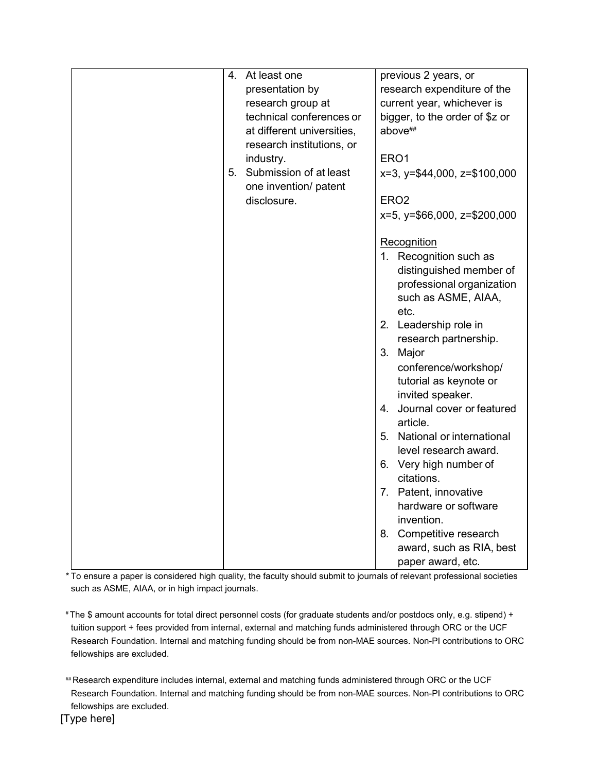| | | |
|---|---|---|
| | 4. At least one presentation by research group at technical conferences or at different universities, research institutions, or industry.<br>5. Submission of at least one invention/ patent disclosure. | previous 2 years, or research expenditure of the current year, whichever is bigger, to the order of $z or above[##]<br><br>ERO1<br>x=3, y=$44,000, z=$100,000<br><br>ERO2<br>x=5, y=$66,000, z=$200,000<br><br><u>Recognition</u><br>1. Recognition such as distinguished member of professional organization such as ASME, AIAA, etc.<br>2. Leadership role in research partnership.<br>3. Major conference/workshop/ tutorial as keynote or invited speaker.<br>4. Journal cover or featured article.<br>5. National or international level research award.<br>6. Very high number of citations.<br>7. Patent, innovative hardware or software invention.<br>8. Competitive research award, such as RIA, best paper award, etc. |

[*] To ensure a paper is considered high quality, the faculty should submit to journals of relevant professional societies such as ASME, AIAA, or in high impact journals.

[#] The $ amount accounts for total direct personnel costs (for graduate students and/or postdocs only, e.g. stipend) + tuition support + fees provided from internal, external and matching funds administered through ORC or the UCF Research Foundation. Internal and matching funding should be from non-MAE sources. Non-PI contributions to ORC fellowships are excluded.

[##] Research expenditure includes internal, external and matching funds administered through ORC or the UCF Research Foundation. Internal and matching funding should be from non-MAE sources. Non-PI contributions to ORC fellowships are excluded.

[Type here]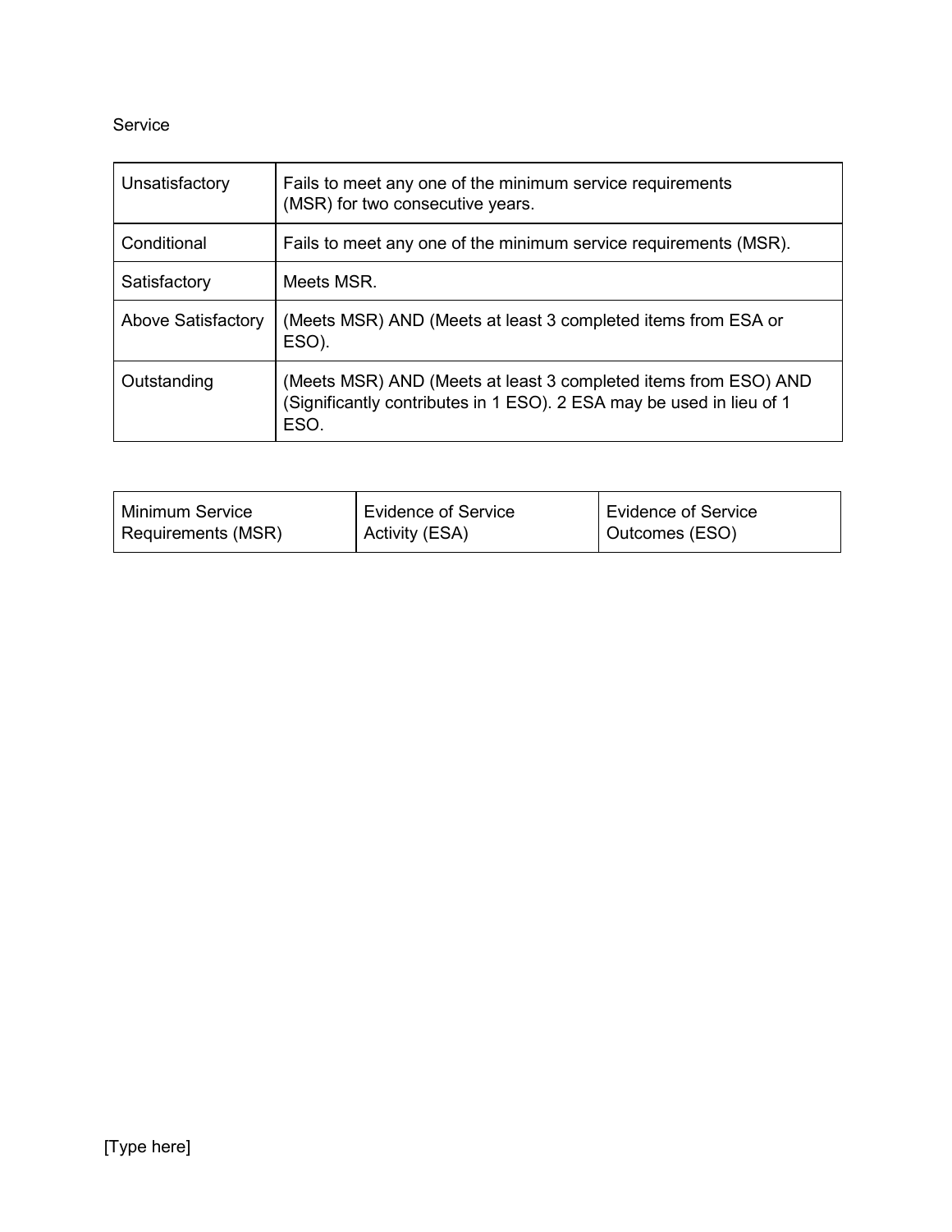Service

| | |
|---|---|
| Unsatisfactory | Fails to meet any one of the minimum service requirements (MSR) for two consecutive years. |
| Conditional | Fails to meet any one of the minimum service requirements (MSR). |
| Satisfactory | Meets MSR. |
| Above Satisfactory | (Meets MSR) AND (Meets at least 3 completed items from ESA or ESO). |
| Outstanding | (Meets MSR) AND (Meets at least 3 completed items from ESO) AND (Significantly contributes in 1 ESO). 2 ESA may be used in lieu of 1 ESO. |

| Minimum Service Requirements (MSR) | Evidence of Service Activity (ESA) | Evidence of Service Outcomes (ESO) |
|---|---|---|

[Type here]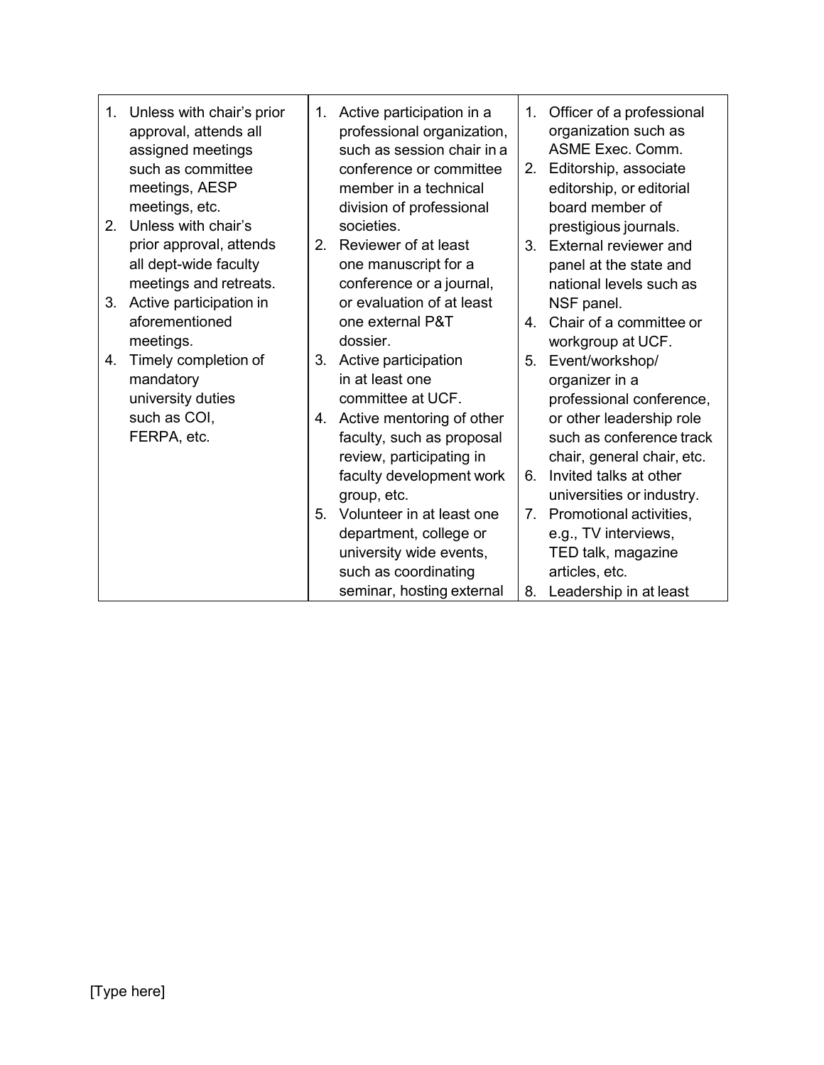| | | |
|---|---|---|
| 1. Unless with chair's prior approval, attends all assigned meetings such as committee meetings, AESP meetings, etc.<br>2. Unless with chair's prior approval, attends all dept-wide faculty meetings and retreats.<br>3. Active participation in aforementioned meetings.<br>4. Timely completion of mandatory university duties such as COI, FERPA, etc. | 1. Active participation in a professional organization, such as session chair in a conference or committee member in a technical division of professional societies.<br>2. Reviewer of at least one manuscript for a conference or a journal, or evaluation of at least one external P&T dossier.<br>3. Active participation in at least one committee at UCF.<br>4. Active mentoring of other faculty, such as proposal review, participating in faculty development work group, etc.<br>5. Volunteer in at least one department, college or university wide events, such as coordinating seminar, hosting external | 1. Officer of a professional organization such as ASME Exec. Comm.<br>2. Editorship, associate editorship, or editorial board member of prestigious journals.<br>3. External reviewer and panel at the state and national levels such as NSF panel.<br>4. Chair of a committee or workgroup at UCF.<br>5. Event/workshop/ organizer in a professional conference, or other leadership role such as conference track chair, general chair, etc.<br>6. Invited talks at other universities or industry.<br>7. Promotional activities, e.g., TV interviews, TED talk, magazine articles, etc.<br>8. Leadership in at least |

[Type here]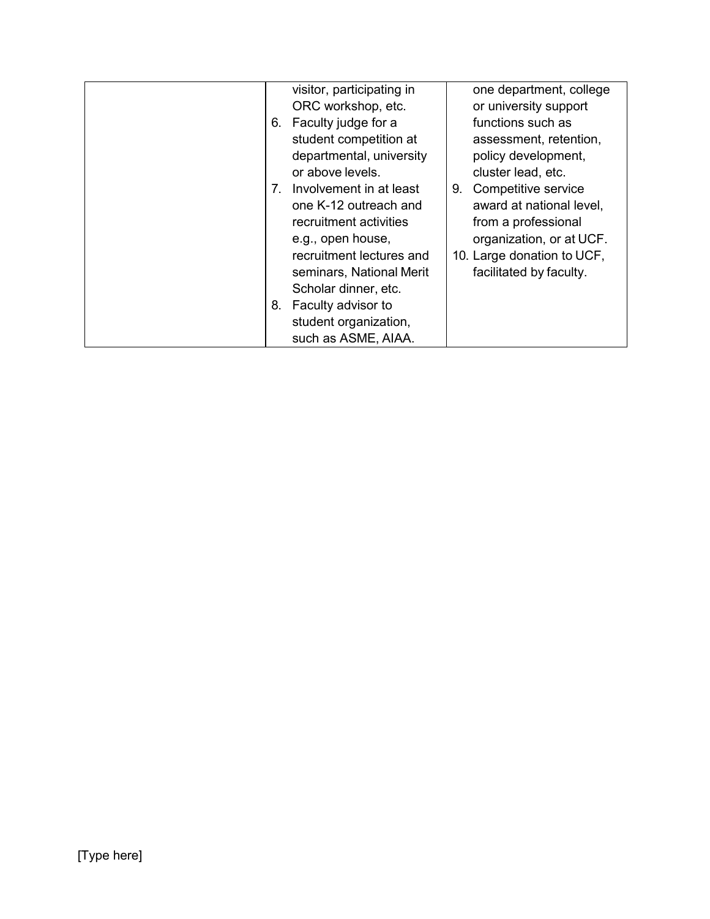| | | |
|---|---|---|
| | visitor, participating in ORC workshop, etc.<br>6. Faculty judge for a student competition at departmental, university or above levels.<br>7. Involvement in at least one K-12 outreach and recruitment activities e.g., open house, recruitment lectures and seminars, National Merit Scholar dinner, etc.<br>8. Faculty advisor to student organization, such as ASME, AIAA. | one department, college or university support functions such as assessment, retention, policy development, cluster lead, etc.<br>9. Competitive service award at national level, from a professional organization, or at UCF.<br>10. Large donation to UCF, facilitated by faculty. |

[Type here]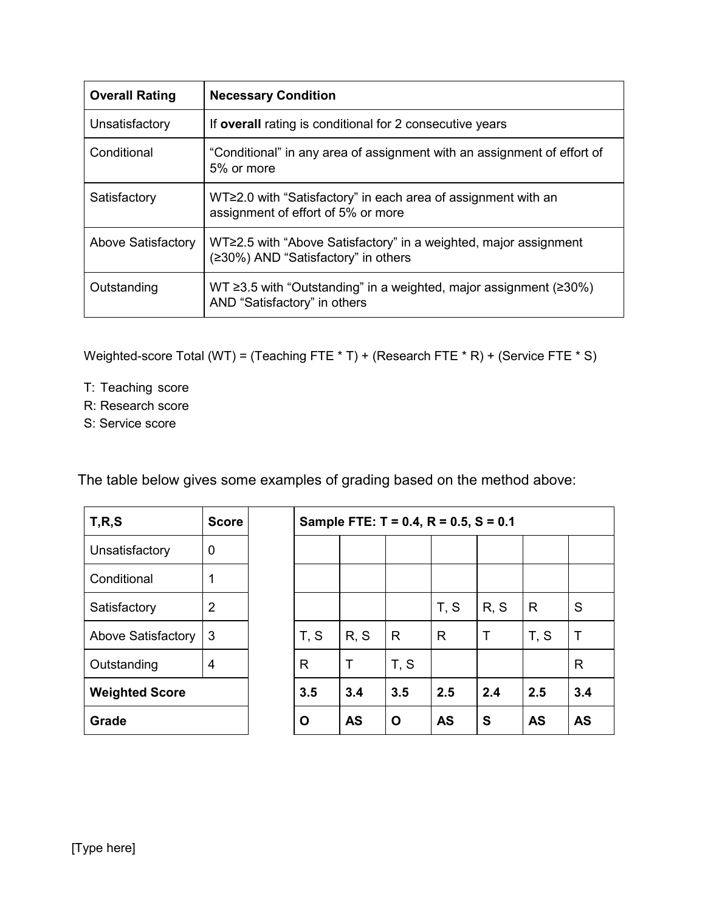| Overall Rating | Necessary Condition |
|---|---|
| Unsatisfactory | If **overall** rating is conditional for 2 consecutive years |
| Conditional | "Conditional" in any area of assignment with an assignment of effort of 5% or more |
| Satisfactory | WT≥2.0 with "Satisfactory" in each area of assignment with an assignment of effort of 5% or more |
| Above Satisfactory | WT≥2.5 with "Above Satisfactory" in a weighted, major assignment (≥30%) AND "Satisfactory" in others |
| Outstanding | WT ≥3.5 with "Outstanding" in a weighted, major assignment (≥30%) AND "Satisfactory" in others |

Weighted-score Total (WT) = (Teaching FTE * T) + (Research FTE * R) + (Service FTE * S)

T: Teaching score
R: Research score
S: Service score

The table below gives some examples of grading based on the method above:

| T,R,S | Score | Sample FTE: T = 0.4, R = 0.5, S = 0.1 | | | | | | |
|---|---|---|---|---|---|---|---|---|
| Unsatisfactory | 0 | | | | | | | |
| Conditional | 1 | | | | | | | |
| Satisfactory | 2 | | | | T, S | R, S | R | S |
| Above Satisfactory | 3 | T, S | R, S | R | R | T | T, S | T |
| Outstanding | 4 | R | T | T, S | | | | R |
| **Weighted Score** | | **3.5** | **3.4** | **3.5** | **2.5** | **2.4** | **2.5** | **3.4** |
| **Grade** | | **O** | **AS** | **O** | **AS** | **S** | **AS** | **AS** |

[Type here]